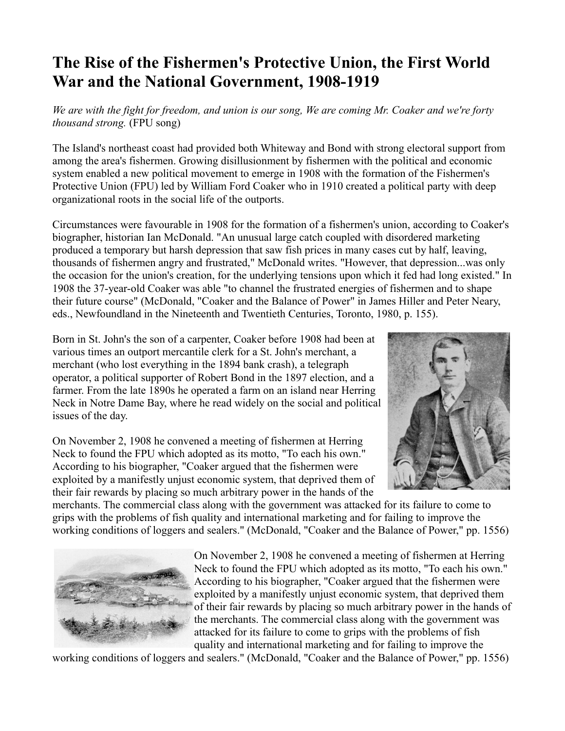# The Rise of the Fishermen's Protective Union, the First World War and the National Government, 1908-1919

*We are with the fight for freedom, and union is our song, We are coming Mr. Coaker and we're forty thousand strong.* (FPU song)

The Island's northeast coast had provided both Whiteway and Bond with strong electoral support from among the area's fishermen. Growing disillusionment by fishermen with the political and economic system enabled a new political movement to emerge in 1908 with the formation of the Fishermen's Protective Union (FPU) led by William Ford Coaker who in 1910 created a political party with deep organizational roots in the social life of the outports.

Circumstances were favourable in 1908 for the formation of a fishermen's union, according to Coaker's biographer, historian Ian McDonald. "An unusual large catch coupled with disordered marketing produced a temporary but harsh depression that saw fish prices in many cases cut by half, leaving, thousands of fishermen angry and frustrated," McDonald writes. "However, that depression...was only the occasion for the union's creation, for the underlying tensions upon which it fed had long existed." In 1908 the 37-year-old Coaker was able "to channel the frustrated energies of fishermen and to shape their future course" (McDonald, "Coaker and the Balance of Power" in James Hiller and Peter Neary, eds., Newfoundland in the Nineteenth and Twentieth Centuries, Toronto, 1980, p. 155).

Born in St. John's the son of a carpenter, Coaker before 1908 had been at various times an outport mercantile clerk for a St. John's merchant, a merchant (who lost everything in the 1894 bank crash), a telegraph operator, a political supporter of Robert Bond in the 1897 election, and a farmer. From the late 1890s he operated a farm on an island near Herring Neck in Notre Dame Bay, where he read widely on the social and political issues of the day.

On November 2, 1908 he convened a meeting of fishermen at Herring Neck to found the FPU which adopted as its motto, "To each his own." According to his biographer, "Coaker argued that the fishermen were exploited by a manifestly unjust economic system, that deprived them of their fair rewards by placing so much arbitrary power in the hands of the merchants. The commercial class along with the government was attacked for its failure to come to grips with the problems of fish quality and international marketing and for failing to improve the working conditions of loggers and sealers." (McDonald, "Coaker and the Balance of Power," pp. 1556)

On November 2, 1908 he convened a meeting of fishermen at Herring Neck to found the FPU which adopted as its motto, "To each his own." According to his biographer, "Coaker argued that the fishermen were exploited by a manifestly unjust economic system, that deprived them of their fair rewards by placing so much arbitrary power in the hands of the merchants. The commercial class along with the government was attacked for its failure to come to grips with the problems of fish quality and international marketing and for failing to improve the working conditions of loggers and sealers." (McDonald, "Coaker and the Balance of Power," pp. 1556)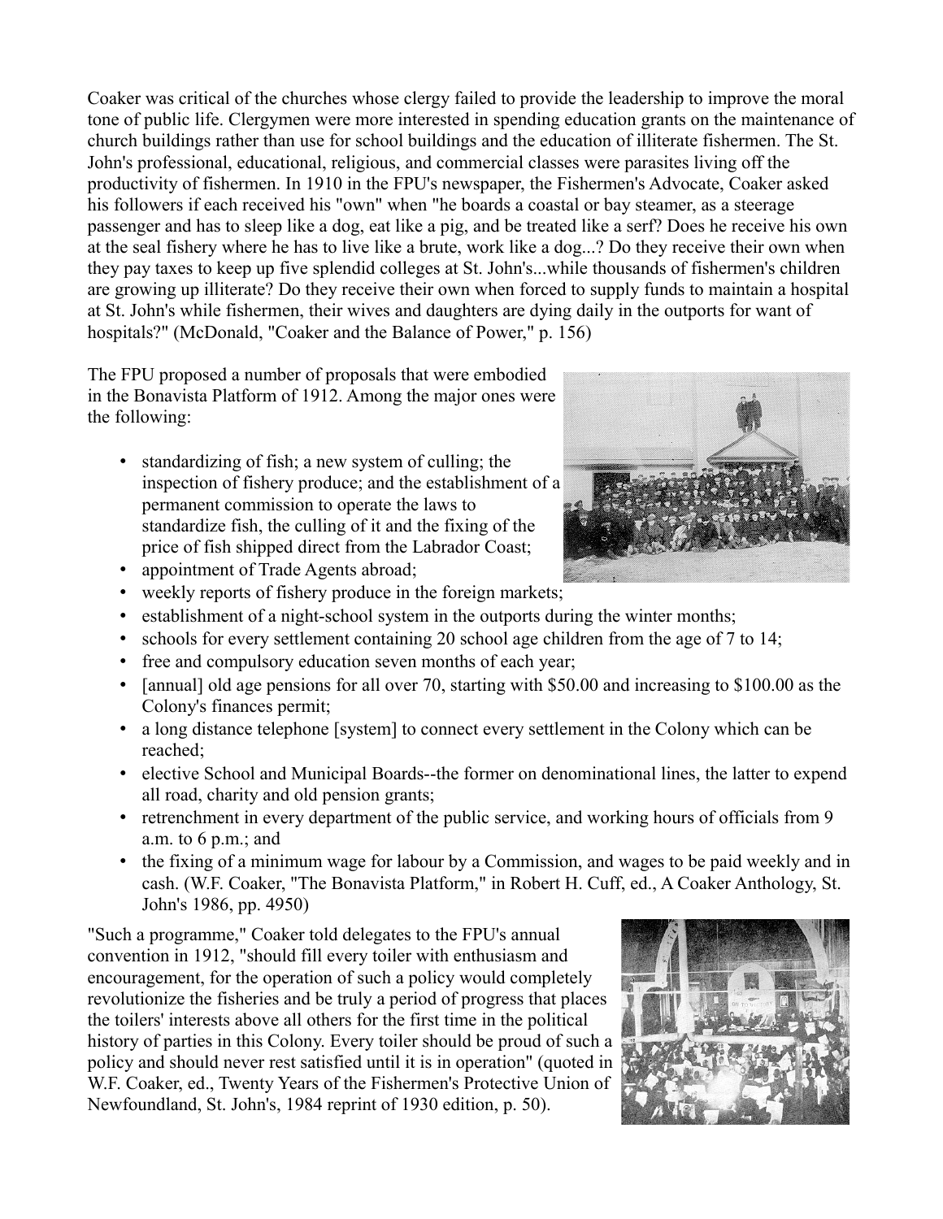Coaker was critical of the churches whose clergy failed to provide the leadership to improve the moral tone of public life. Clergymen were more interested in spending education grants on the maintenance of church buildings rather than use for school buildings and the education of illiterate fishermen. The St. John's professional, educational, religious, and commercial classes were parasites living off the productivity of fishermen. In 1910 in the FPU's newspaper, the Fishermen's Advocate, Coaker asked his followers if each received his "own" when "he boards a coastal or bay steamer, as a steerage passenger and has to sleep like a dog, eat like a pig, and be treated like a serf? Does he receive his own at the seal fishery where he has to live like a brute, work like a dog...? Do they receive their own when they pay taxes to keep up five splendid colleges at St. John's...while thousands of fishermen's children are growing up illiterate? Do they receive their own when forced to supply funds to maintain a hospital at St. John's while fishermen, their wives and daughters are dying daily in the outports for want of hospitals?" (McDonald, "Coaker and the Balance of Power," p. 156)

The FPU proposed a number of proposals that were embodied in the Bonavista Platform of 1912. Among the major ones were the following:

- standardizing of fish; a new system of culling; the inspection of fishery produce; and the establishment of a permanent commission to operate the laws to standardize fish, the culling of it and the fixing of the price of fish shipped direct from the Labrador Coast;
- appointment of Trade Agents abroad;
- weekly reports of fishery produce in the foreign markets;
- establishment of a night-school system in the outports during the winter months;
- schools for every settlement containing 20 school age children from the age of 7 to 14;
- free and compulsory education seven months of each year;
- [annual] old age pensions for all over 70, starting with $50.00 and increasing to $100.00 as the Colony's finances permit;
- a long distance telephone [system] to connect every settlement in the Colony which can be reached;
- elective School and Municipal Boards--the former on denominational lines, the latter to expend all road, charity and old pension grants;
- retrenchment in every department of the public service, and working hours of officials from 9 a.m. to 6 p.m.; and
- the fixing of a minimum wage for labour by a Commission, and wages to be paid weekly and in cash. (W.F. Coaker, "The Bonavista Platform," in Robert H. Cuff, ed., A Coaker Anthology, St. John's 1986, pp. 4950)

"Such a programme," Coaker told delegates to the FPU's annual convention in 1912, "should fill every toiler with enthusiasm and encouragement, for the operation of such a policy would completely revolutionize the fisheries and be truly a period of progress that places the toilers' interests above all others for the first time in the political history of parties in this Colony. Every toiler should be proud of such a policy and should never rest satisfied until it is in operation" (quoted in W.F. Coaker, ed., Twenty Years of the Fishermen's Protective Union of Newfoundland, St. John's, 1984 reprint of 1930 edition, p. 50).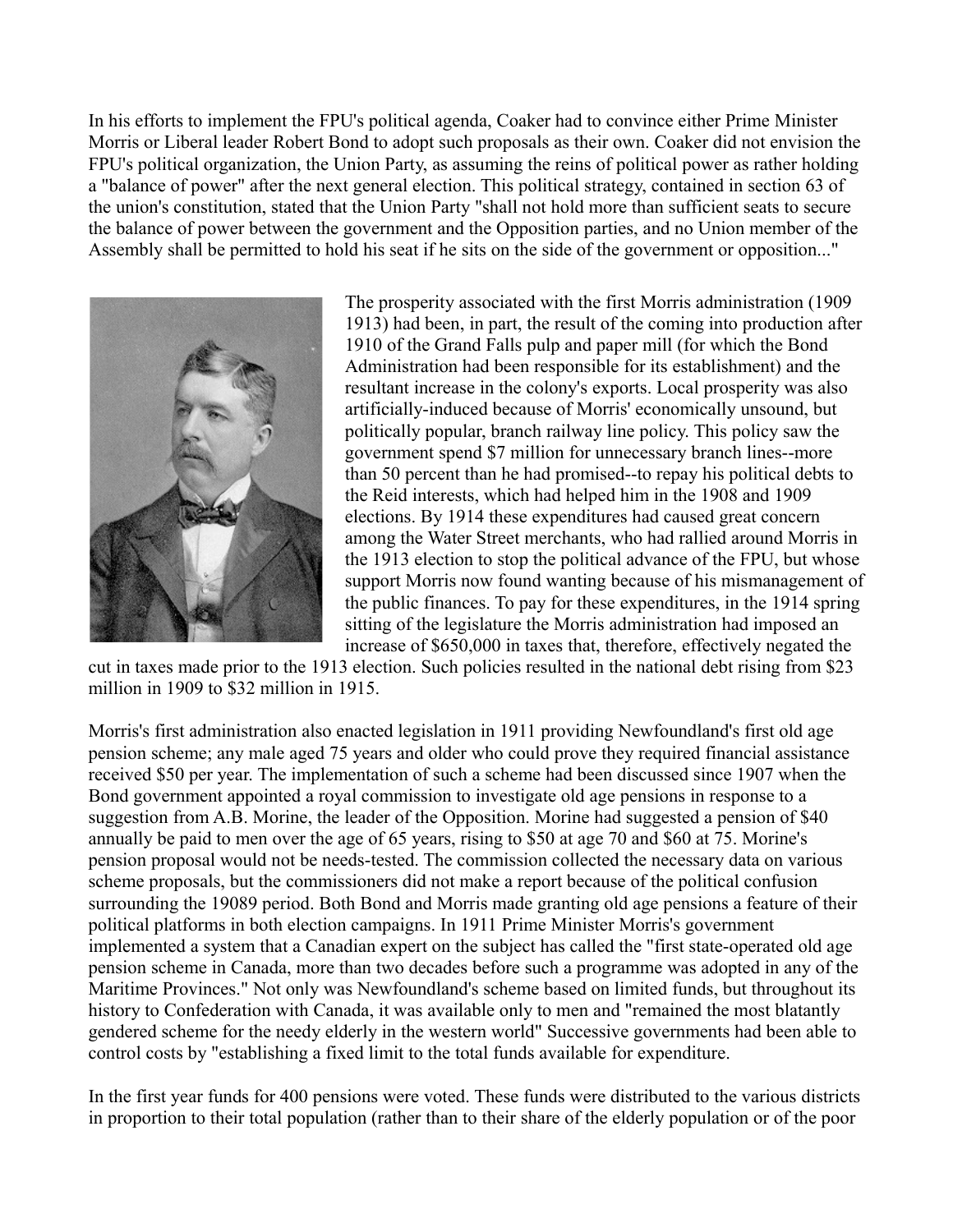In his efforts to implement the FPU's political agenda, Coaker had to convince either Prime Minister Morris or Liberal leader Robert Bond to adopt such proposals as their own. Coaker did not envision the FPU's political organization, the Union Party, as assuming the reins of political power as rather holding a "balance of power" after the next general election. This political strategy, contained in section 63 of the union's constitution, stated that the Union Party "shall not hold more than sufficient seats to secure the balance of power between the government and the Opposition parties, and no Union member of the Assembly shall be permitted to hold his seat if he sits on the side of the government or opposition..."

The prosperity associated with the first Morris administration (1909 1913) had been, in part, the result of the coming into production after 1910 of the Grand Falls pulp and paper mill (for which the Bond Administration had been responsible for its establishment) and the resultant increase in the colony's exports. Local prosperity was also artificially-induced because of Morris' economically unsound, but politically popular, branch railway line policy. This policy saw the government spend $7 million for unnecessary branch lines--more than 50 percent than he had promised--to repay his political debts to the Reid interests, which had helped him in the 1908 and 1909 elections. By 1914 these expenditures had caused great concern among the Water Street merchants, who had rallied around Morris in the 1913 election to stop the political advance of the FPU, but whose support Morris now found wanting because of his mismanagement of the public finances. To pay for these expenditures, in the 1914 spring sitting of the legislature the Morris administration had imposed an increase of $650,000 in taxes that, therefore, effectively negated the cut in taxes made prior to the 1913 election. Such policies resulted in the national debt rising from $23 million in 1909 to $32 million in 1915.

Morris's first administration also enacted legislation in 1911 providing Newfoundland's first old age pension scheme; any male aged 75 years and older who could prove they required financial assistance received $50 per year. The implementation of such a scheme had been discussed since 1907 when the Bond government appointed a royal commission to investigate old age pensions in response to a suggestion from A.B. Morine, the leader of the Opposition. Morine had suggested a pension of $40 annually be paid to men over the age of 65 years, rising to $50 at age 70 and $60 at 75. Morine's pension proposal would not be needs-tested. The commission collected the necessary data on various scheme proposals, but the commissioners did not make a report because of the political confusion surrounding the 19089 period. Both Bond and Morris made granting old age pensions a feature of their political platforms in both election campaigns. In 1911 Prime Minister Morris's government implemented a system that a Canadian expert on the subject has called the "first state-operated old age pension scheme in Canada, more than two decades before such a programme was adopted in any of the Maritime Provinces." Not only was Newfoundland's scheme based on limited funds, but throughout its history to Confederation with Canada, it was available only to men and "remained the most blatantly gendered scheme for the needy elderly in the western world" Successive governments had been able to control costs by "establishing a fixed limit to the total funds available for expenditure.

In the first year funds for 400 pensions were voted. These funds were distributed to the various districts in proportion to their total population (rather than to their share of the elderly population or of the poor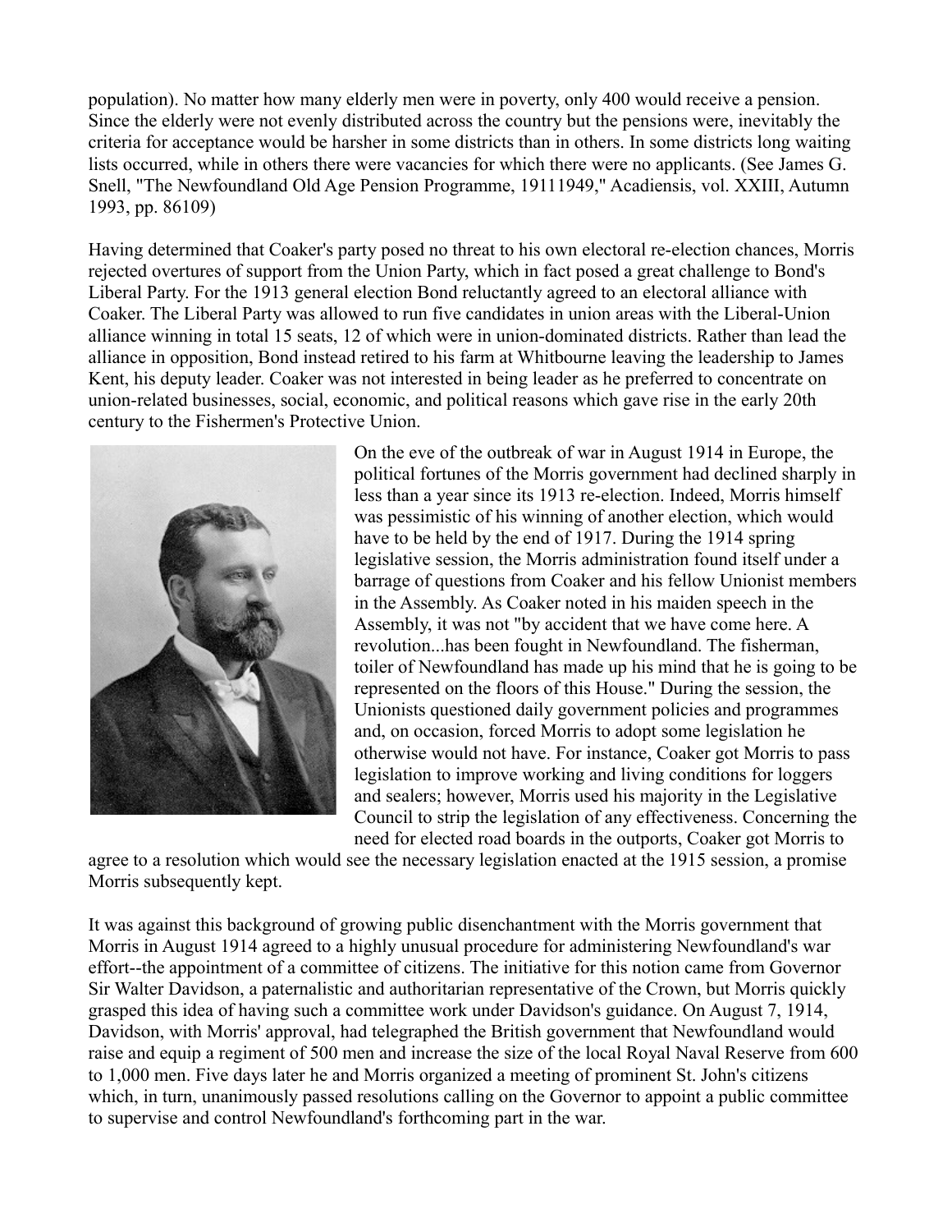population). No matter how many elderly men were in poverty, only 400 would receive a pension. Since the elderly were not evenly distributed across the country but the pensions were, inevitably the criteria for acceptance would be harsher in some districts than in others. In some districts long waiting lists occurred, while in others there were vacancies for which there were no applicants. (See James G. Snell, "The Newfoundland Old Age Pension Programme, 19111949," Acadiensis, vol. XXIII, Autumn 1993, pp. 86109)

Having determined that Coaker's party posed no threat to his own electoral re-election chances, Morris rejected overtures of support from the Union Party, which in fact posed a great challenge to Bond's Liberal Party. For the 1913 general election Bond reluctantly agreed to an electoral alliance with Coaker. The Liberal Party was allowed to run five candidates in union areas with the Liberal-Union alliance winning in total 15 seats, 12 of which were in union-dominated districts. Rather than lead the alliance in opposition, Bond instead retired to his farm at Whitbourne leaving the leadership to James Kent, his deputy leader. Coaker was not interested in being leader as he preferred to concentrate on union-related businesses, social, economic, and political reasons which gave rise in the early 20th century to the Fishermen's Protective Union.

On the eve of the outbreak of war in August 1914 in Europe, the political fortunes of the Morris government had declined sharply in less than a year since its 1913 re-election. Indeed, Morris himself was pessimistic of his winning of another election, which would have to be held by the end of 1917. During the 1914 spring legislative session, the Morris administration found itself under a barrage of questions from Coaker and his fellow Unionist members in the Assembly. As Coaker noted in his maiden speech in the Assembly, it was not "by accident that we have come here. A revolution...has been fought in Newfoundland. The fisherman, toiler of Newfoundland has made up his mind that he is going to be represented on the floors of this House." During the session, the Unionists questioned daily government policies and programmes and, on occasion, forced Morris to adopt some legislation he otherwise would not have. For instance, Coaker got Morris to pass legislation to improve working and living conditions for loggers and sealers; however, Morris used his majority in the Legislative Council to strip the legislation of any effectiveness. Concerning the need for elected road boards in the outports, Coaker got Morris to agree to a resolution which would see the necessary legislation enacted at the 1915 session, a promise Morris subsequently kept.

It was against this background of growing public disenchantment with the Morris government that Morris in August 1914 agreed to a highly unusual procedure for administering Newfoundland's war effort--the appointment of a committee of citizens. The initiative for this notion came from Governor Sir Walter Davidson, a paternalistic and authoritarian representative of the Crown, but Morris quickly grasped this idea of having such a committee work under Davidson's guidance. On August 7, 1914, Davidson, with Morris' approval, had telegraphed the British government that Newfoundland would raise and equip a regiment of 500 men and increase the size of the local Royal Naval Reserve from 600 to 1,000 men. Five days later he and Morris organized a meeting of prominent St. John's citizens which, in turn, unanimously passed resolutions calling on the Governor to appoint a public committee to supervise and control Newfoundland's forthcoming part in the war.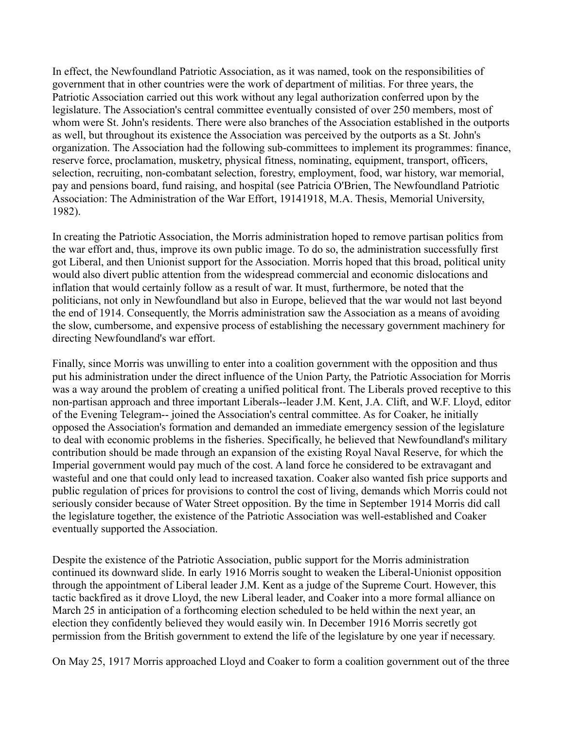In effect, the Newfoundland Patriotic Association, as it was named, took on the responsibilities of government that in other countries were the work of department of militias. For three years, the Patriotic Association carried out this work without any legal authorization conferred upon by the legislature. The Association's central committee eventually consisted of over 250 members, most of whom were St. John's residents. There were also branches of the Association established in the outports as well, but throughout its existence the Association was perceived by the outports as a St. John's organization. The Association had the following sub-committees to implement its programmes: finance, reserve force, proclamation, musketry, physical fitness, nominating, equipment, transport, officers, selection, recruiting, non-combatant selection, forestry, employment, food, war history, war memorial, pay and pensions board, fund raising, and hospital (see Patricia O'Brien, The Newfoundland Patriotic Association: The Administration of the War Effort, 19141918, M.A. Thesis, Memorial University, 1982).

In creating the Patriotic Association, the Morris administration hoped to remove partisan politics from the war effort and, thus, improve its own public image. To do so, the administration successfully first got Liberal, and then Unionist support for the Association. Morris hoped that this broad, political unity would also divert public attention from the widespread commercial and economic dislocations and inflation that would certainly follow as a result of war. It must, furthermore, be noted that the politicians, not only in Newfoundland but also in Europe, believed that the war would not last beyond the end of 1914. Consequently, the Morris administration saw the Association as a means of avoiding the slow, cumbersome, and expensive process of establishing the necessary government machinery for directing Newfoundland's war effort.

Finally, since Morris was unwilling to enter into a coalition government with the opposition and thus put his administration under the direct influence of the Union Party, the Patriotic Association for Morris was a way around the problem of creating a unified political front. The Liberals proved receptive to this non-partisan approach and three important Liberals--leader J.M. Kent, J.A. Clift, and W.F. Lloyd, editor of the Evening Telegram-- joined the Association's central committee. As for Coaker, he initially opposed the Association's formation and demanded an immediate emergency session of the legislature to deal with economic problems in the fisheries. Specifically, he believed that Newfoundland's military contribution should be made through an expansion of the existing Royal Naval Reserve, for which the Imperial government would pay much of the cost. A land force he considered to be extravagant and wasteful and one that could only lead to increased taxation. Coaker also wanted fish price supports and public regulation of prices for provisions to control the cost of living, demands which Morris could not seriously consider because of Water Street opposition. By the time in September 1914 Morris did call the legislature together, the existence of the Patriotic Association was well-established and Coaker eventually supported the Association.

Despite the existence of the Patriotic Association, public support for the Morris administration continued its downward slide. In early 1916 Morris sought to weaken the Liberal-Unionist opposition through the appointment of Liberal leader J.M. Kent as a judge of the Supreme Court. However, this tactic backfired as it drove Lloyd, the new Liberal leader, and Coaker into a more formal alliance on March 25 in anticipation of a forthcoming election scheduled to be held within the next year, an election they confidently believed they would easily win. In December 1916 Morris secretly got permission from the British government to extend the life of the legislature by one year if necessary.

On May 25, 1917 Morris approached Lloyd and Coaker to form a coalition government out of the three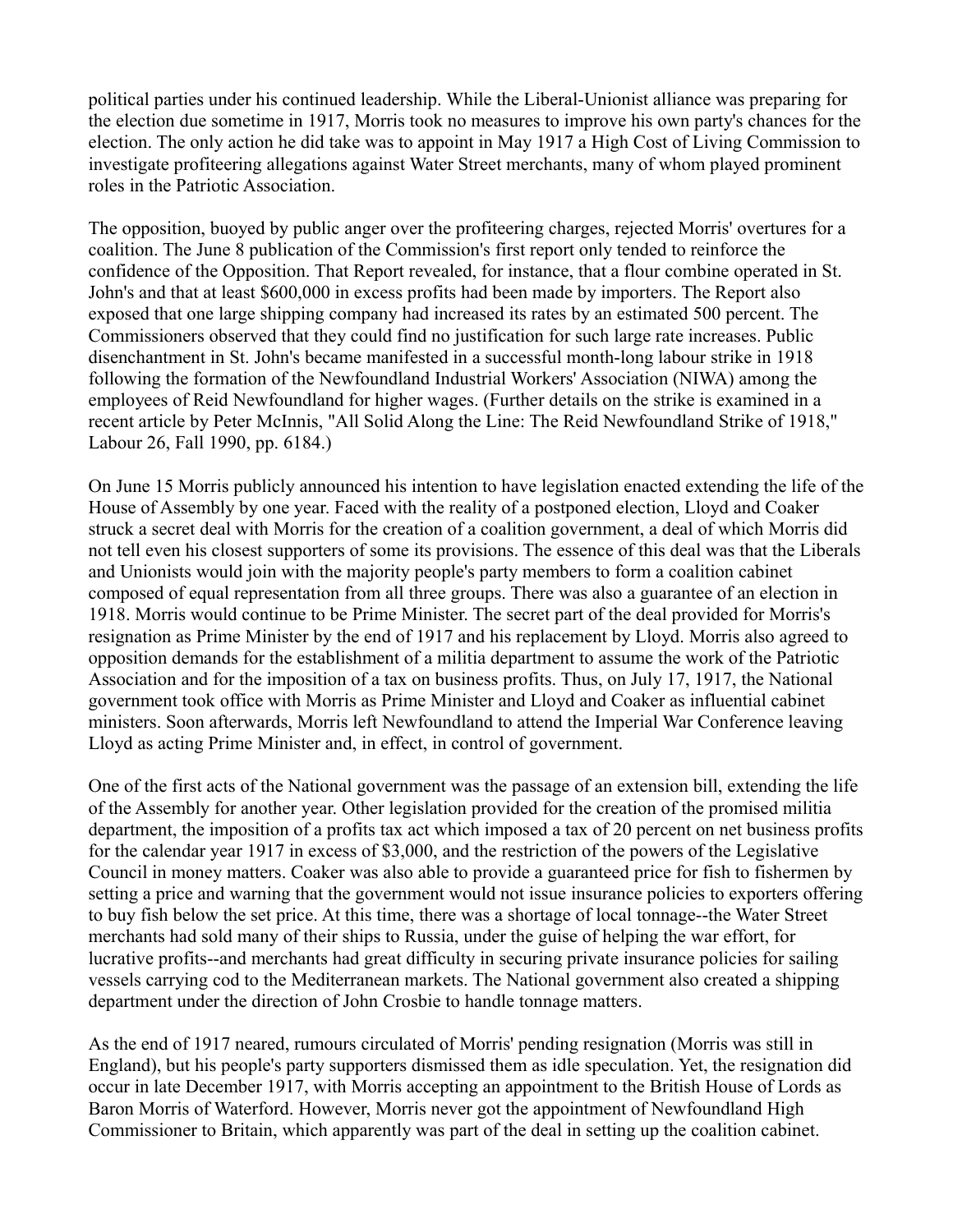political parties under his continued leadership. While the Liberal-Unionist alliance was preparing for the election due sometime in 1917, Morris took no measures to improve his own party's chances for the election. The only action he did take was to appoint in May 1917 a High Cost of Living Commission to investigate profiteering allegations against Water Street merchants, many of whom played prominent roles in the Patriotic Association.

The opposition, buoyed by public anger over the profiteering charges, rejected Morris' overtures for a coalition. The June 8 publication of the Commission's first report only tended to reinforce the confidence of the Opposition. That Report revealed, for instance, that a flour combine operated in St. John's and that at least $600,000 in excess profits had been made by importers. The Report also exposed that one large shipping company had increased its rates by an estimated 500 percent. The Commissioners observed that they could find no justification for such large rate increases. Public disenchantment in St. John's became manifested in a successful month-long labour strike in 1918 following the formation of the Newfoundland Industrial Workers' Association (NIWA) among the employees of Reid Newfoundland for higher wages. (Further details on the strike is examined in a recent article by Peter McInnis, "All Solid Along the Line: The Reid Newfoundland Strike of 1918," Labour 26, Fall 1990, pp. 6184.)

On June 15 Morris publicly announced his intention to have legislation enacted extending the life of the House of Assembly by one year. Faced with the reality of a postponed election, Lloyd and Coaker struck a secret deal with Morris for the creation of a coalition government, a deal of which Morris did not tell even his closest supporters of some its provisions. The essence of this deal was that the Liberals and Unionists would join with the majority people's party members to form a coalition cabinet composed of equal representation from all three groups. There was also a guarantee of an election in 1918. Morris would continue to be Prime Minister. The secret part of the deal provided for Morris's resignation as Prime Minister by the end of 1917 and his replacement by Lloyd. Morris also agreed to opposition demands for the establishment of a militia department to assume the work of the Patriotic Association and for the imposition of a tax on business profits. Thus, on July 17, 1917, the National government took office with Morris as Prime Minister and Lloyd and Coaker as influential cabinet ministers. Soon afterwards, Morris left Newfoundland to attend the Imperial War Conference leaving Lloyd as acting Prime Minister and, in effect, in control of government.

One of the first acts of the National government was the passage of an extension bill, extending the life of the Assembly for another year. Other legislation provided for the creation of the promised militia department, the imposition of a profits tax act which imposed a tax of 20 percent on net business profits for the calendar year 1917 in excess of $3,000, and the restriction of the powers of the Legislative Council in money matters. Coaker was also able to provide a guaranteed price for fish to fishermen by setting a price and warning that the government would not issue insurance policies to exporters offering to buy fish below the set price. At this time, there was a shortage of local tonnage--the Water Street merchants had sold many of their ships to Russia, under the guise of helping the war effort, for lucrative profits--and merchants had great difficulty in securing private insurance policies for sailing vessels carrying cod to the Mediterranean markets. The National government also created a shipping department under the direction of John Crosbie to handle tonnage matters.

As the end of 1917 neared, rumours circulated of Morris' pending resignation (Morris was still in England), but his people's party supporters dismissed them as idle speculation. Yet, the resignation did occur in late December 1917, with Morris accepting an appointment to the British House of Lords as Baron Morris of Waterford. However, Morris never got the appointment of Newfoundland High Commissioner to Britain, which apparently was part of the deal in setting up the coalition cabinet.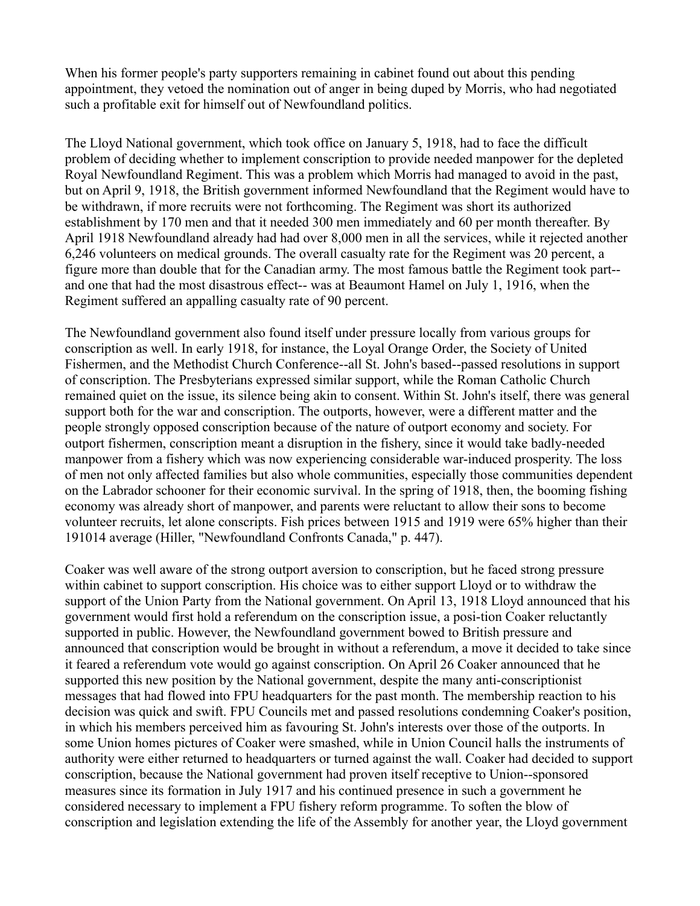When his former people's party supporters remaining in cabinet found out about this pending appointment, they vetoed the nomination out of anger in being duped by Morris, who had negotiated such a profitable exit for himself out of Newfoundland politics.

The Lloyd National government, which took office on January 5, 1918, had to face the difficult problem of deciding whether to implement conscription to provide needed manpower for the depleted Royal Newfoundland Regiment. This was a problem which Morris had managed to avoid in the past, but on April 9, 1918, the British government informed Newfoundland that the Regiment would have to be withdrawn, if more recruits were not forthcoming. The Regiment was short its authorized establishment by 170 men and that it needed 300 men immediately and 60 per month thereafter. By April 1918 Newfoundland already had had over 8,000 men in all the services, while it rejected another 6,246 volunteers on medical grounds. The overall casualty rate for the Regiment was 20 percent, a figure more than double that for the Canadian army. The most famous battle the Regiment took part-- and one that had the most disastrous effect-- was at Beaumont Hamel on July 1, 1916, when the Regiment suffered an appalling casualty rate of 90 percent.

The Newfoundland government also found itself under pressure locally from various groups for conscription as well. In early 1918, for instance, the Loyal Orange Order, the Society of United Fishermen, and the Methodist Church Conference--all St. John's based--passed resolutions in support of conscription. The Presbyterians expressed similar support, while the Roman Catholic Church remained quiet on the issue, its silence being akin to consent. Within St. John's itself, there was general support both for the war and conscription. The outports, however, were a different matter and the people strongly opposed conscription because of the nature of outport economy and society. For outport fishermen, conscription meant a disruption in the fishery, since it would take badly-needed manpower from a fishery which was now experiencing considerable war-induced prosperity. The loss of men not only affected families but also whole communities, especially those communities dependent on the Labrador schooner for their economic survival. In the spring of 1918, then, the booming fishing economy was already short of manpower, and parents were reluctant to allow their sons to become volunteer recruits, let alone conscripts. Fish prices between 1915 and 1919 were 65% higher than their 191014 average (Hiller, "Newfoundland Confronts Canada," p. 447).

Coaker was well aware of the strong outport aversion to conscription, but he faced strong pressure within cabinet to support conscription. His choice was to either support Lloyd or to withdraw the support of the Union Party from the National government. On April 13, 1918 Lloyd announced that his government would first hold a referendum on the conscription issue, a posi-tion Coaker reluctantly supported in public. However, the Newfoundland government bowed to British pressure and announced that conscription would be brought in without a referendum, a move it decided to take since it feared a referendum vote would go against conscription. On April 26 Coaker announced that he supported this new position by the National government, despite the many anti-conscriptionist messages that had flowed into FPU headquarters for the past month. The membership reaction to his decision was quick and swift. FPU Councils met and passed resolutions condemning Coaker's position, in which his members perceived him as favouring St. John's interests over those of the outports. In some Union homes pictures of Coaker were smashed, while in Union Council halls the instruments of authority were either returned to headquarters or turned against the wall. Coaker had decided to support conscription, because the National government had proven itself receptive to Union--sponsored measures since its formation in July 1917 and his continued presence in such a government he considered necessary to implement a FPU fishery reform programme. To soften the blow of conscription and legislation extending the life of the Assembly for another year, the Lloyd government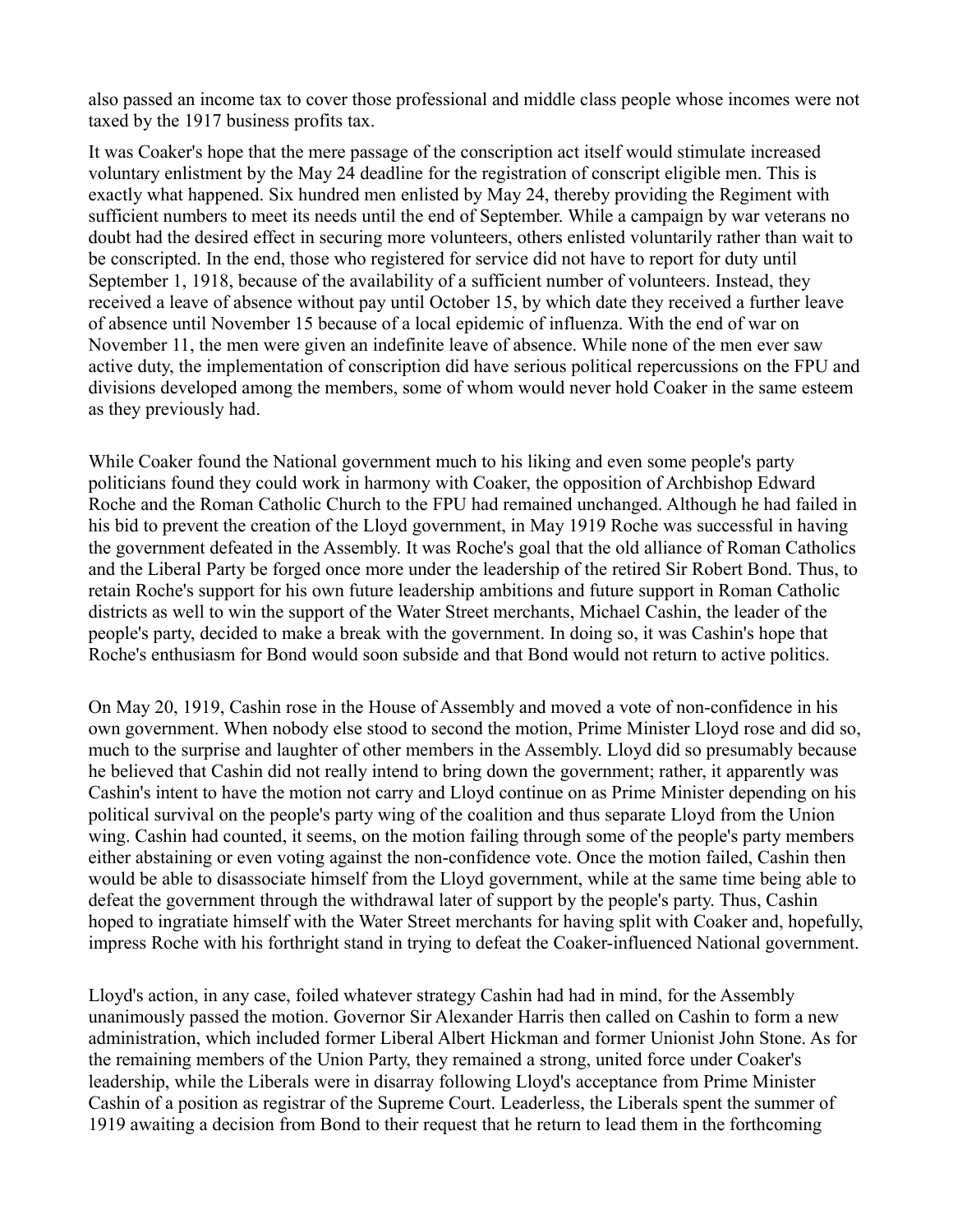also passed an income tax to cover those professional and middle class people whose incomes were not taxed by the 1917 business profits tax.

It was Coaker's hope that the mere passage of the conscription act itself would stimulate increased voluntary enlistment by the May 24 deadline for the registration of conscript eligible men. This is exactly what happened. Six hundred men enlisted by May 24, thereby providing the Regiment with sufficient numbers to meet its needs until the end of September. While a campaign by war veterans no doubt had the desired effect in securing more volunteers, others enlisted voluntarily rather than wait to be conscripted. In the end, those who registered for service did not have to report for duty until September 1, 1918, because of the availability of a sufficient number of volunteers. Instead, they received a leave of absence without pay until October 15, by which date they received a further leave of absence until November 15 because of a local epidemic of influenza. With the end of war on November 11, the men were given an indefinite leave of absence. While none of the men ever saw active duty, the implementation of conscription did have serious political repercussions on the FPU and divisions developed among the members, some of whom would never hold Coaker in the same esteem as they previously had.

While Coaker found the National government much to his liking and even some people's party politicians found they could work in harmony with Coaker, the opposition of Archbishop Edward Roche and the Roman Catholic Church to the FPU had remained unchanged. Although he had failed in his bid to prevent the creation of the Lloyd government, in May 1919 Roche was successful in having the government defeated in the Assembly. It was Roche's goal that the old alliance of Roman Catholics and the Liberal Party be forged once more under the leadership of the retired Sir Robert Bond. Thus, to retain Roche's support for his own future leadership ambitions and future support in Roman Catholic districts as well to win the support of the Water Street merchants, Michael Cashin, the leader of the people's party, decided to make a break with the government. In doing so, it was Cashin's hope that Roche's enthusiasm for Bond would soon subside and that Bond would not return to active politics.

On May 20, 1919, Cashin rose in the House of Assembly and moved a vote of non-confidence in his own government. When nobody else stood to second the motion, Prime Minister Lloyd rose and did so, much to the surprise and laughter of other members in the Assembly. Lloyd did so presumably because he believed that Cashin did not really intend to bring down the government; rather, it apparently was Cashin's intent to have the motion not carry and Lloyd continue on as Prime Minister depending on his political survival on the people's party wing of the coalition and thus separate Lloyd from the Union wing. Cashin had counted, it seems, on the motion failing through some of the people's party members either abstaining or even voting against the non-confidence vote. Once the motion failed, Cashin then would be able to disassociate himself from the Lloyd government, while at the same time being able to defeat the government through the withdrawal later of support by the people's party. Thus, Cashin hoped to ingratiate himself with the Water Street merchants for having split with Coaker and, hopefully, impress Roche with his forthright stand in trying to defeat the Coaker-influenced National government.

Lloyd's action, in any case, foiled whatever strategy Cashin had had in mind, for the Assembly unanimously passed the motion. Governor Sir Alexander Harris then called on Cashin to form a new administration, which included former Liberal Albert Hickman and former Unionist John Stone. As for the remaining members of the Union Party, they remained a strong, united force under Coaker's leadership, while the Liberals were in disarray following Lloyd's acceptance from Prime Minister Cashin of a position as registrar of the Supreme Court. Leaderless, the Liberals spent the summer of 1919 awaiting a decision from Bond to their request that he return to lead them in the forthcoming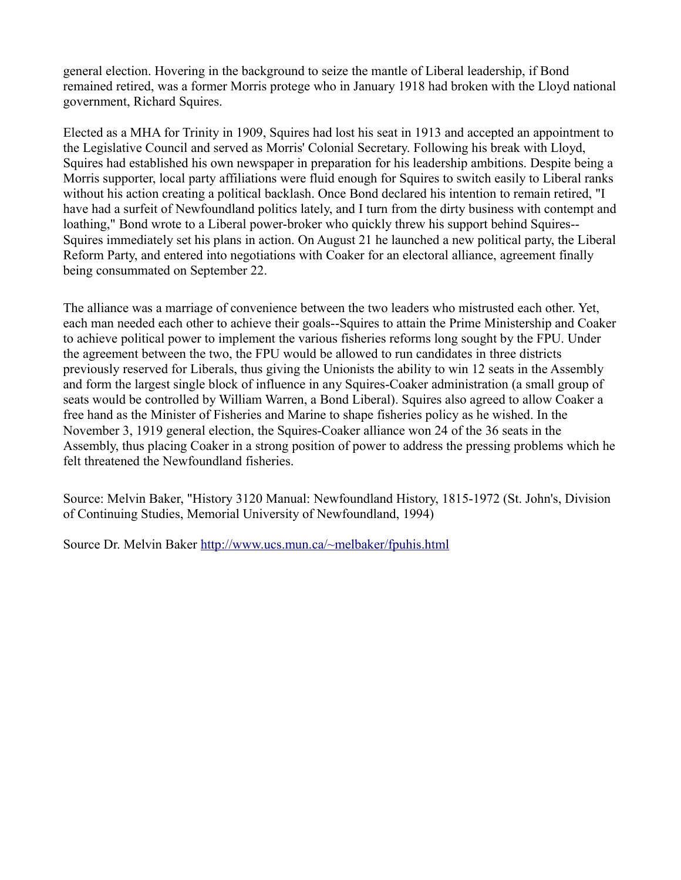general election. Hovering in the background to seize the mantle of Liberal leadership, if Bond remained retired, was a former Morris protege who in January 1918 had broken with the Lloyd national government, Richard Squires.

Elected as a MHA for Trinity in 1909, Squires had lost his seat in 1913 and accepted an appointment to the Legislative Council and served as Morris' Colonial Secretary. Following his break with Lloyd, Squires had established his own newspaper in preparation for his leadership ambitions. Despite being a Morris supporter, local party affiliations were fluid enough for Squires to switch easily to Liberal ranks without his action creating a political backlash. Once Bond declared his intention to remain retired, "I have had a surfeit of Newfoundland politics lately, and I turn from the dirty business with contempt and loathing," Bond wrote to a Liberal power-broker who quickly threw his support behind Squires--Squires immediately set his plans in action. On August 21 he launched a new political party, the Liberal Reform Party, and entered into negotiations with Coaker for an electoral alliance, agreement finally being consummated on September 22.

The alliance was a marriage of convenience between the two leaders who mistrusted each other. Yet, each man needed each other to achieve their goals--Squires to attain the Prime Ministership and Coaker to achieve political power to implement the various fisheries reforms long sought by the FPU. Under the agreement between the two, the FPU would be allowed to run candidates in three districts previously reserved for Liberals, thus giving the Unionists the ability to win 12 seats in the Assembly and form the largest single block of influence in any Squires-Coaker administration (a small group of seats would be controlled by William Warren, a Bond Liberal). Squires also agreed to allow Coaker a free hand as the Minister of Fisheries and Marine to shape fisheries policy as he wished. In the November 3, 1919 general election, the Squires-Coaker alliance won 24 of the 36 seats in the Assembly, thus placing Coaker in a strong position of power to address the pressing problems which he felt threatened the Newfoundland fisheries.

Source: Melvin Baker, "History 3120 Manual: Newfoundland History, 1815-1972 (St. John's, Division of Continuing Studies, Memorial University of Newfoundland, 1994)

Source Dr. Melvin Baker http://www.ucs.mun.ca/~melbaker/fpuhis.html